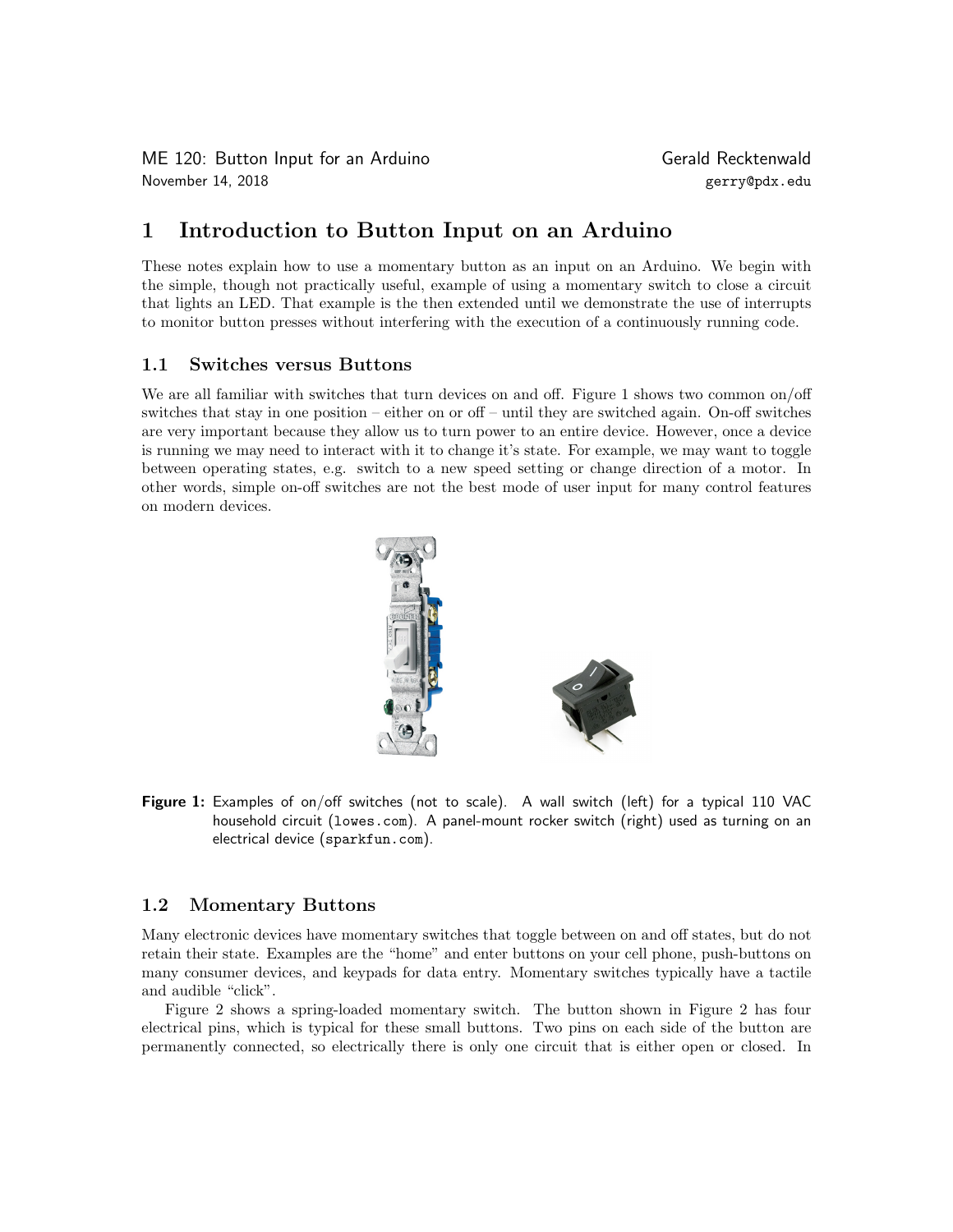ME 120: Button Input for an Arduino
November 14, 2018

Gerald Recktenwald
gerry@pdx.edu

# 1 Introduction to Button Input on an Arduino

These notes explain how to use a momentary button as an input on an Arduino. We begin with the simple, though not practically useful, example of using a momentary switch to close a circuit that lights an LED. That example is the then extended until we demonstrate the use of interrupts to monitor button presses without interfering with the execution of a continuously running code.

## 1.1 Switches versus Buttons

We are all familiar with switches that turn devices on and off. Figure 1 shows two common on/off switches that stay in one position – either on or off – until they are switched again. On-off switches are very important because they allow us to turn power to an entire device. However, once a device is running we may need to interact with it to change it's state. For example, we may want to toggle between operating states, e.g. switch to a new speed setting or change direction of a motor. In other words, simple on-off switches are not the best mode of user input for many control features on modern devices.

**Figure 1:** Examples of on/off switches (not to scale). A wall switch (left) for a typical 110 VAC household circuit (lowes.com). A panel-mount rocker switch (right) used as turning on an electrical device (sparkfun.com).

## 1.2 Momentary Buttons

Many electronic devices have momentary switches that toggle between on and off states, but do not retain their state. Examples are the "home" and enter buttons on your cell phone, push-buttons on many consumer devices, and keypads for data entry. Momentary switches typically have a tactile and audible "click".

Figure 2 shows a spring-loaded momentary switch. The button shown in Figure 2 has four electrical pins, which is typical for these small buttons. Two pins on each side of the button are permanently connected, so electrically there is only one circuit that is either open or closed. In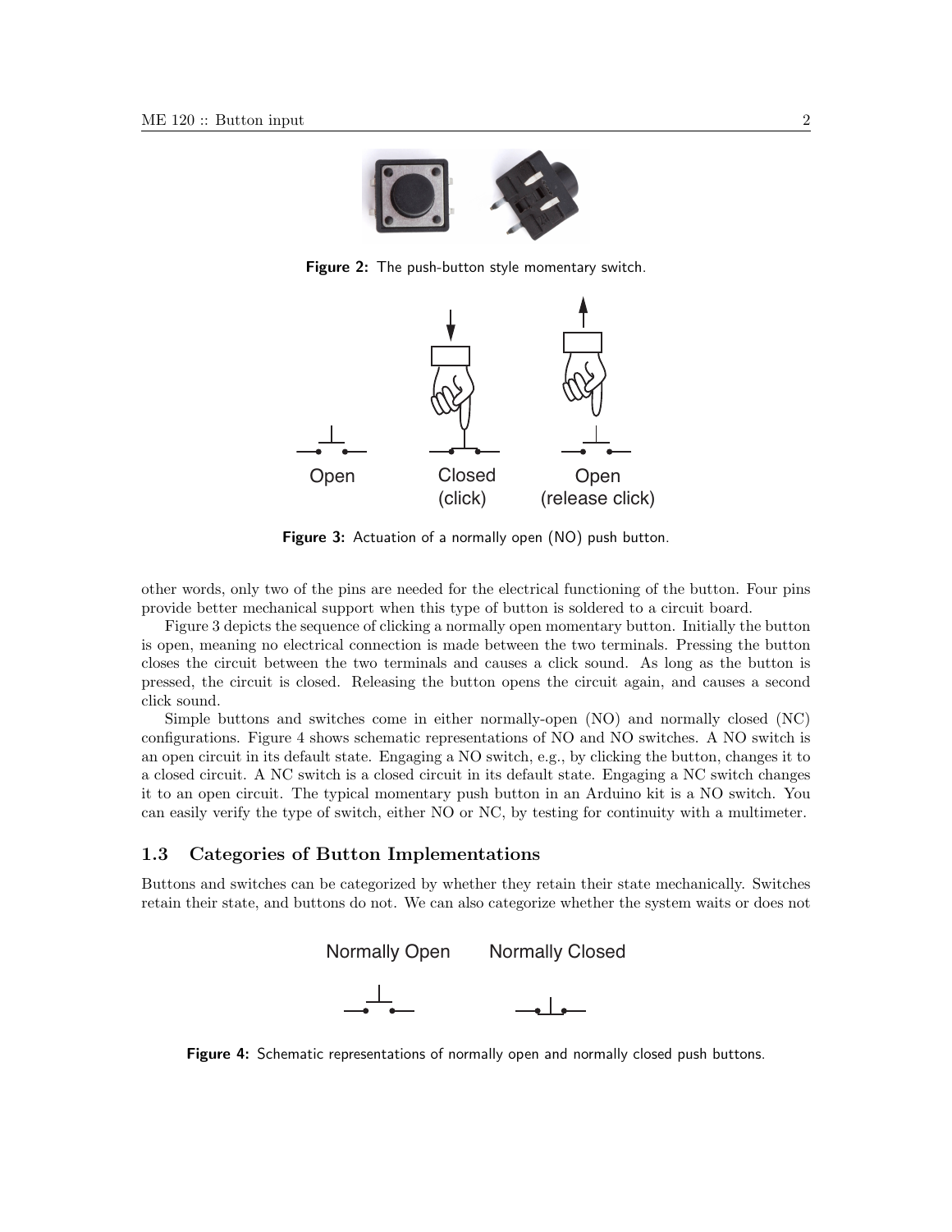Figure 2: The push-button style momentary switch.

Open

Closed
(click)

Open
(release click)

Figure 3: Actuation of a normally open (NO) push button.

other words, only two of the pins are needed for the electrical functioning of the button. Four pins provide better mechanical support when this type of button is soldered to a circuit board.

Figure 3 depicts the sequence of clicking a normally open momentary button. Initially the button is open, meaning no electrical connection is made between the two terminals. Pressing the button closes the circuit between the two terminals and causes a click sound. As long as the button is pressed, the circuit is closed. Releasing the button opens the circuit again, and causes a second click sound.

Simple buttons and switches come in either normally-open (NO) and normally closed (NC) configurations. Figure 4 shows schematic representations of NO and NO switches. A NO switch is an open circuit in its default state. Engaging a NO switch, e.g., by clicking the button, changes it to a closed circuit. A NC switch is a closed circuit in its default state. Engaging a NC switch changes it to an open circuit. The typical momentary push button in an Arduino kit is a NO switch. You can easily verify the type of switch, either NO or NC, by testing for continuity with a multimeter.

### 1.3 Categories of Button Implementations

Buttons and switches can be categorized by whether they retain their state mechanically. Switches retain their state, and buttons do not. We can also categorize whether the system waits or does not

Normally Open

Normally Closed

Figure 4: Schematic representations of normally open and normally closed push buttons.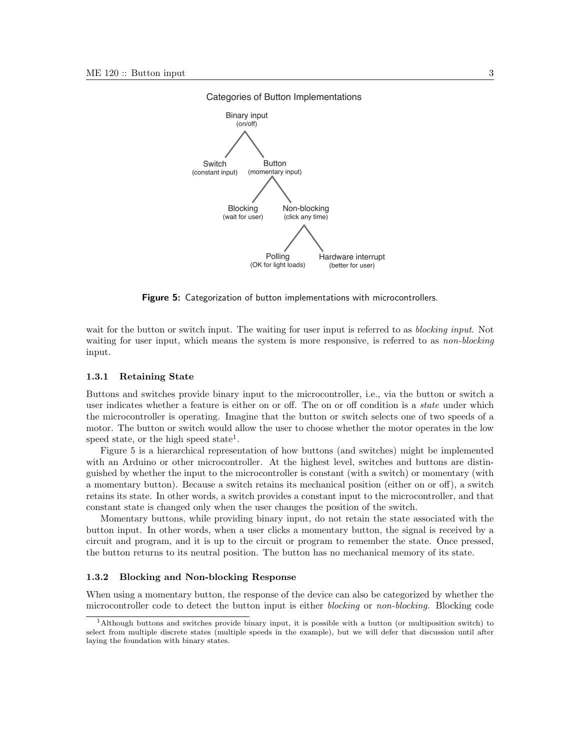Categories of Button Implementations

Binary input
(on/off)

Switch
(constant input)

Button
(momentary input)

Blocking
(wait for user)

Non-blocking
(click any time)

Polling
(OK for light loads)

Hardware interrupt
(better for user)

**Figure 5:** Categorization of button implementations with microcontrollers.

wait for the button or switch input. The waiting for user input is referred to as *blocking input*. Not waiting for user input, which means the system is more responsive, is referred to as *non-blocking* input.

### 1.3.1 Retaining State

Buttons and switches provide binary input to the microcontroller, i.e., via the button or switch a user indicates whether a feature is either on or off. The on or off condition is a *state* under which the microcontroller is operating. Imagine that the button or switch selects one of two speeds of a motor. The button or switch would allow the user to choose whether the motor operates in the low speed state, or the high speed state[1].

Figure 5 is a hierarchical representation of how buttons (and switches) might be implemented with an Arduino or other microcontroller. At the highest level, switches and buttons are distinguished by whether the input to the microcontroller is constant (with a switch) or momentary (with a momentary button). Because a switch retains its mechanical position (either on or off), a switch retains its state. In other words, a switch provides a constant input to the microcontroller, and that constant state is changed only when the user changes the position of the switch.

Momentary buttons, while providing binary input, do not retain the state associated with the button input. In other words, when a user clicks a momentary button, the signal is received by a circuit and program, and it is up to the circuit or program to remember the state. Once pressed, the button returns to its neutral position. The button has no mechanical memory of its state.

### 1.3.2 Blocking and Non-blocking Response

When using a momentary button, the response of the device can also be categorized by whether the microcontroller code to detect the button input is either *blocking* or *non-blocking*. Blocking code

[1]Although buttons and switches provide binary input, it is possible with a button (or multiposition switch) to select from multiple discrete states (multiple speeds in the example), but we will defer that discussion until after laying the foundation with binary states.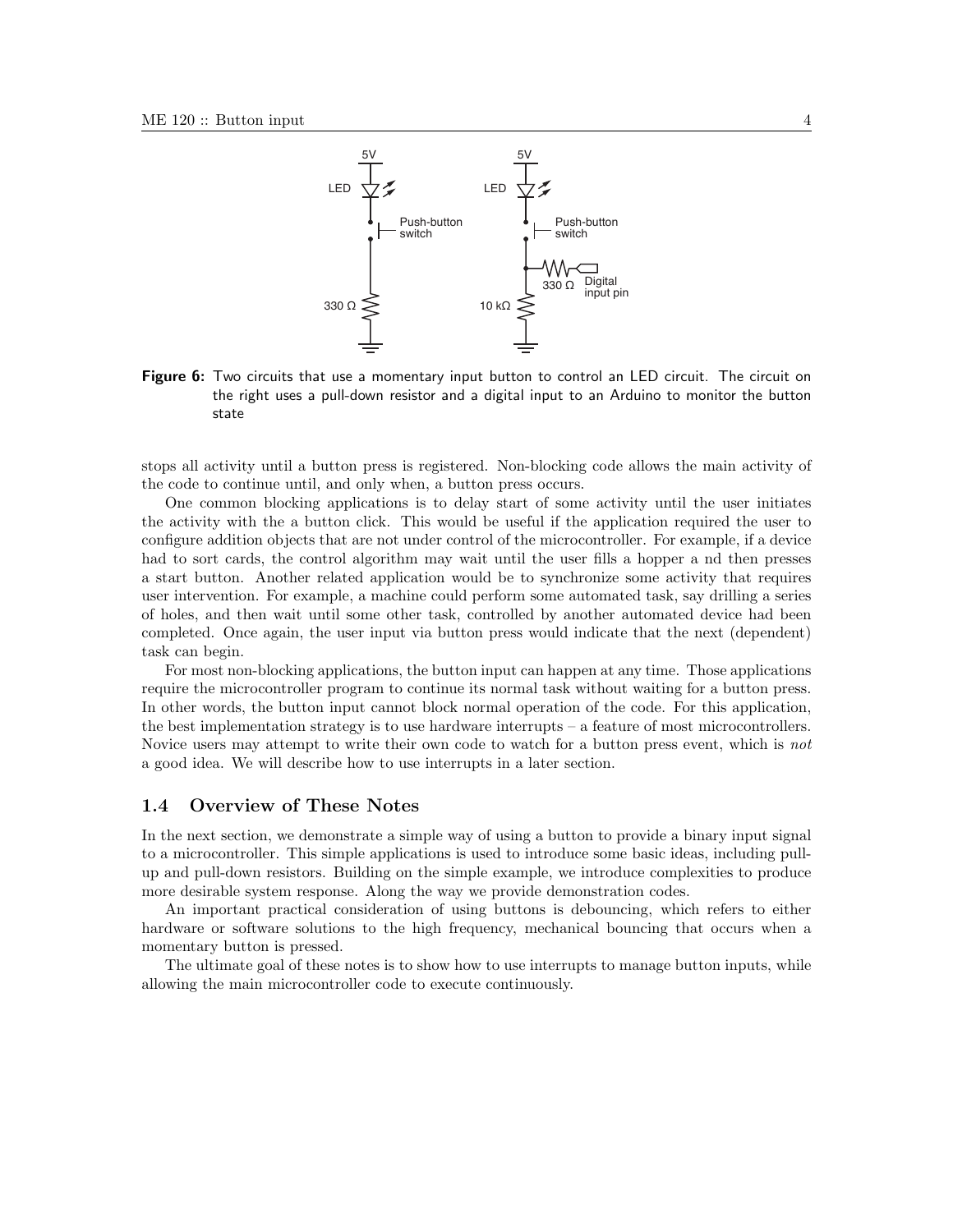5V

LED

Push-button switch

330 Ω

5V

LED

Push-button switch

330 Ω

Digital input pin

10 kΩ

**Figure 6:** Two circuits that use a momentary input button to control an LED circuit. The circuit on the right uses a pull-down resistor and a digital input to an Arduino to monitor the button state

stops all activity until a button press is registered. Non-blocking code allows the main activity of the code to continue until, and only when, a button press occurs.

One common blocking applications is to delay start of some activity until the user initiates the activity with the a button click. This would be useful if the application required the user to configure addition objects that are not under control of the microcontroller. For example, if a device had to sort cards, the control algorithm may wait until the user fills a hopper a nd then presses a start button. Another related application would be to synchronize some activity that requires user intervention. For example, a machine could perform some automated task, say drilling a series of holes, and then wait until some other task, controlled by another automated device had been completed. Once again, the user input via button press would indicate that the next (dependent) task can begin.

For most non-blocking applications, the button input can happen at any time. Those applications require the microcontroller program to continue its normal task without waiting for a button press. In other words, the button input cannot block normal operation of the code. For this application, the best implementation strategy is to use hardware interrupts – a feature of most microcontrollers. Novice users may attempt to write their own code to watch for a button press event, which is *not* a good idea. We will describe how to use interrupts in a later section.

## 1.4 Overview of These Notes

In the next section, we demonstrate a simple way of using a button to provide a binary input signal to a microcontroller. This simple applications is used to introduce some basic ideas, including pull-up and pull-down resistors. Building on the simple example, we introduce complexities to produce more desirable system response. Along the way we provide demonstration codes.

An important practical consideration of using buttons is debouncing, which refers to either hardware or software solutions to the high frequency, mechanical bouncing that occurs when a momentary button is pressed.

The ultimate goal of these notes is to show how to use interrupts to manage button inputs, while allowing the main microcontroller code to execute continuously.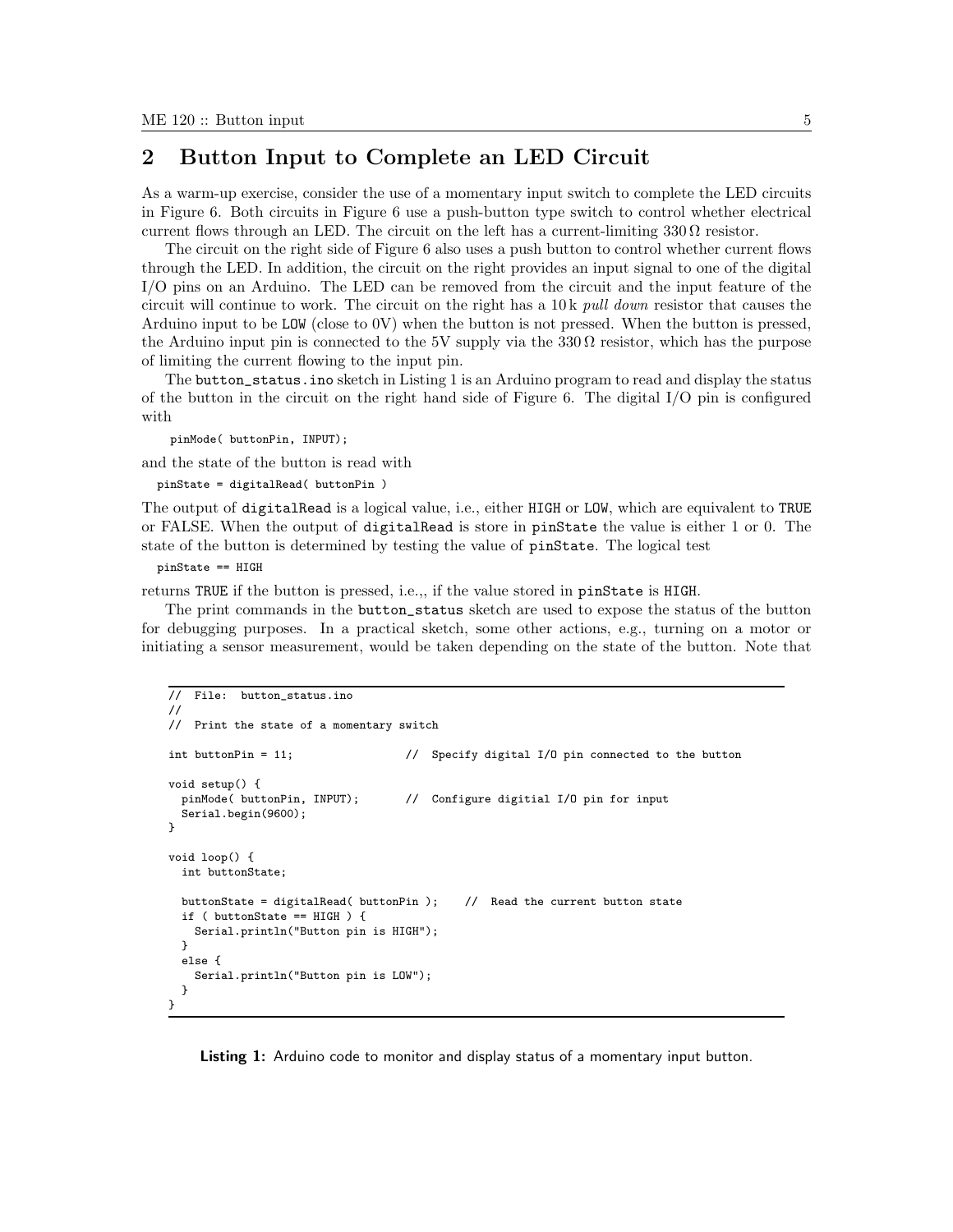## 2 Button Input to Complete an LED Circuit

As a warm-up exercise, consider the use of a momentary input switch to complete the LED circuits in Figure 6. Both circuits in Figure 6 use a push-button type switch to control whether electrical current flows through an LED. The circuit on the left has a current-limiting $330\,\Omega$ resistor.

The circuit on the right side of Figure 6 also uses a push button to control whether current flows through the LED. In addition, the circuit on the right provides an input signal to one of the digital I/O pins on an Arduino. The LED can be removed from the circuit and the input feature of the circuit will continue to work. The circuit on the right has a 10 k *pull down* resistor that causes the Arduino input to be `LOW` (close to 0V) when the button is not pressed. When the button is pressed, the Arduino input pin is connected to the 5V supply via the $330\,\Omega$ resistor, which has the purpose of limiting the current flowing to the input pin.

The `button_status.ino` sketch in Listing 1 is an Arduino program to read and display the status of the button in the circuit on the right hand side of Figure 6. The digital I/O pin is configured with

```
pinMode( buttonPin, INPUT);
```

and the state of the button is read with

```
pinState = digitalRead( buttonPin )
```

The output of `digitalRead` is a logical value, i.e., either `HIGH` or `LOW`, which are equivalent to `TRUE` or FALSE. When the output of `digitalRead` is store in `pinState` the value is either 1 or 0. The state of the button is determined by testing the value of `pinState`. The logical test

```
pinState == HIGH
```

returns `TRUE` if the button is pressed, i.e.,, if the value stored in `pinState` is `HIGH`.

The print commands in the `button_status` sketch are used to expose the status of the button for debugging purposes. In a practical sketch, some other actions, e.g., turning on a motor or initiating a sensor measurement, would be taken depending on the state of the button. Note that

```
//  File:  button_status.ino
//
//  Print the state of a momentary switch

int buttonPin = 11;               //  Specify digital I/O pin connected to the button

void setup() {
  pinMode( buttonPin, INPUT);     //  Configure digitial I/O pin for input
  Serial.begin(9600);
}

void loop() {
  int buttonState;

  buttonState = digitalRead( buttonPin );    //  Read the current button state
  if ( buttonState == HIGH ) {
    Serial.println("Button pin is HIGH");
  }
  else {
    Serial.println("Button pin is LOW");
  }
}
```

**Listing 1:** Arduino code to monitor and display status of a momentary input button.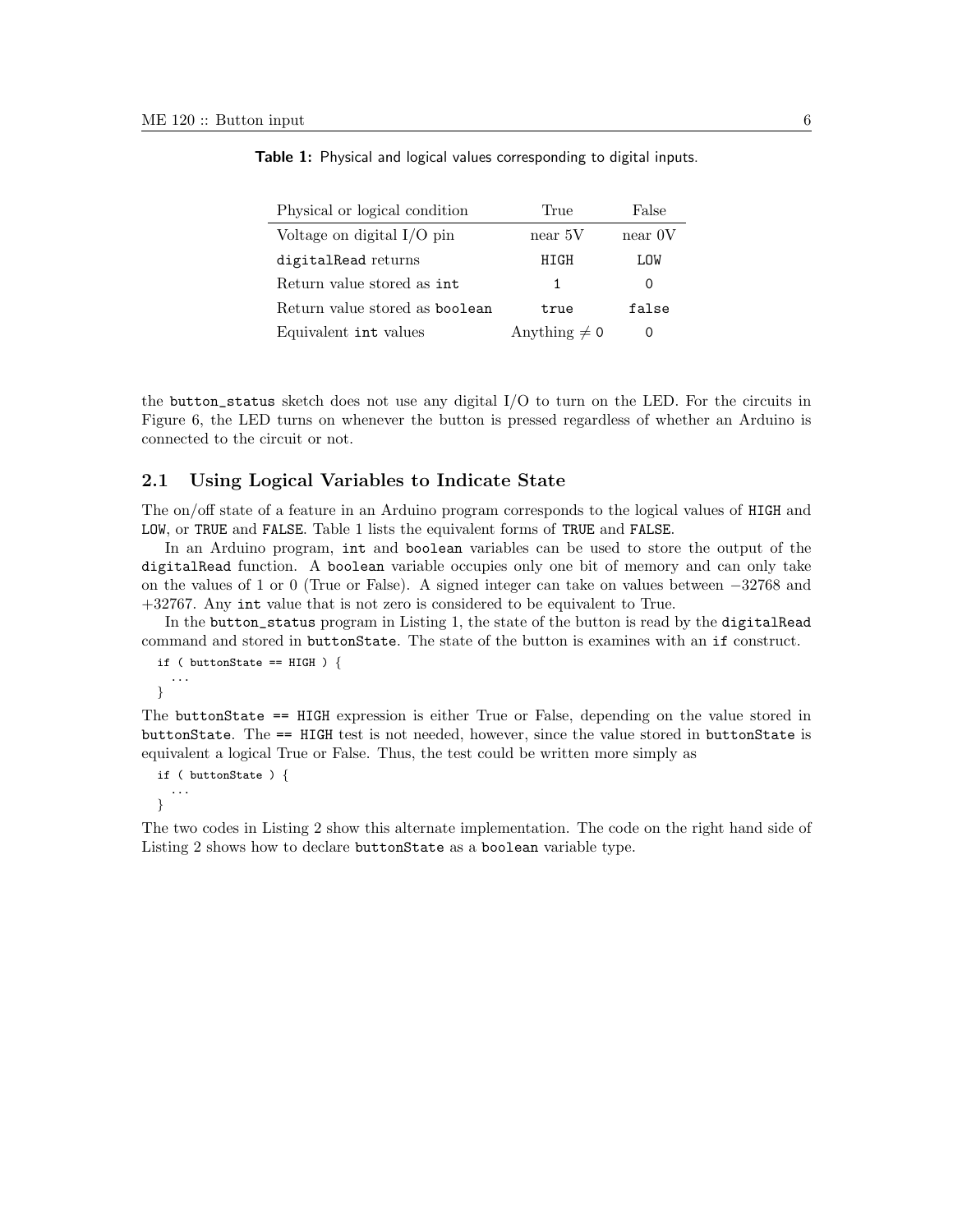**Table 1:** Physical and logical values corresponding to digital inputs.

| Physical or logical condition | True | False |
|---|---|---|
| Voltage on digital I/O pin | near 5V | near 0V |
| `digitalRead` returns | `HIGH` | `LOW` |
| Return value stored as `int` | `1` | `0` |
| Return value stored as `boolean` | `true` | `false` |
| Equivalent `int` values | Anything $\neq$ `0` | `0` |

the `button_status` sketch does not use any digital I/O to turn on the LED. For the circuits in Figure 6, the LED turns on whenever the button is pressed regardless of whether an Arduino is connected to the circuit or not.

## 2.1 Using Logical Variables to Indicate State

The on/off state of a feature in an Arduino program corresponds to the logical values of `HIGH` and `LOW`, or `TRUE` and `FALSE`. Table 1 lists the equivalent forms of `TRUE` and `FALSE`.

In an Arduino program, `int` and `boolean` variables can be used to store the output of the `digitalRead` function. A `boolean` variable occupies only one bit of memory and can only take on the values of 1 or 0 (True or False). A signed integer can take on values between $-32768$ and $+32767$. Any `int` value that is not zero is considered to be equivalent to True.

In the `button_status` program in Listing 1, the state of the button is read by the `digitalRead` command and stored in `buttonState`. The state of the button is examines with an `if` construct.

```
if ( buttonState == HIGH ) {
  ...
}
```

The `buttonState == HIGH` expression is either True or False, depending on the value stored in `buttonState`. The `== HIGH` test is not needed, however, since the value stored in `buttonState` is equivalent a logical True or False. Thus, the test could be written more simply as

```
if ( buttonState ) {
  ...
}
```

The two codes in Listing 2 show this alternate implementation. The code on the right hand side of Listing 2 shows how to declare `buttonState` as a `boolean` variable type.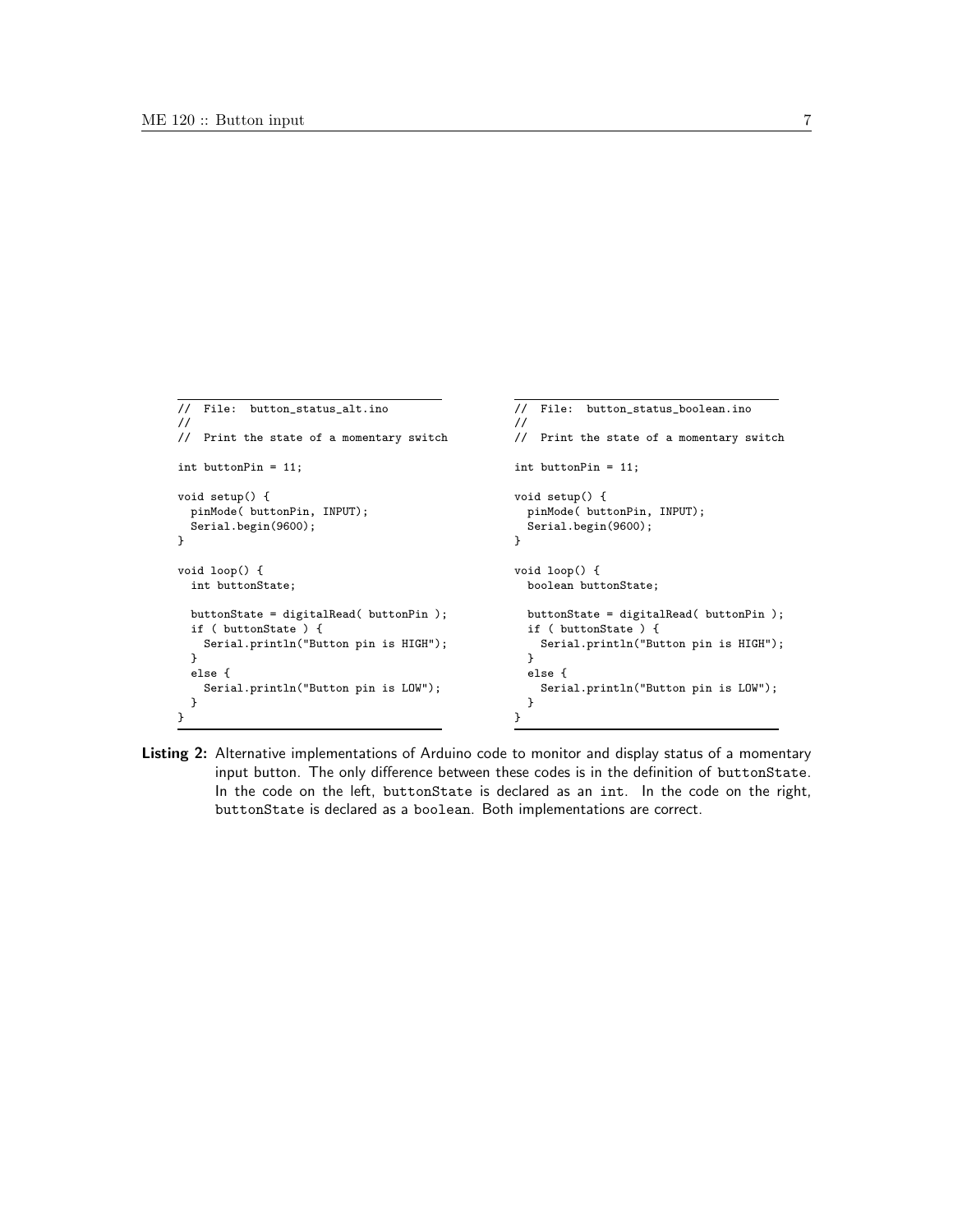```
//  File:  button_status_alt.ino
//
//  Print the state of a momentary switch

int buttonPin = 11;

void setup() {
  pinMode( buttonPin, INPUT);
  Serial.begin(9600);
}

void loop() {
  int buttonState;

  buttonState = digitalRead( buttonPin );
  if ( buttonState ) {
    Serial.println("Button pin is HIGH");
  }
  else {
    Serial.println("Button pin is LOW");
  }
}
```

```
//  File:  button_status_boolean.ino
//
//  Print the state of a momentary switch

int buttonPin = 11;

void setup() {
  pinMode( buttonPin, INPUT);
  Serial.begin(9600);
}

void loop() {
  boolean buttonState;

  buttonState = digitalRead( buttonPin );
  if ( buttonState ) {
    Serial.println("Button pin is HIGH");
  }
  else {
    Serial.println("Button pin is LOW");
  }
}
```

**Listing 2:** Alternative implementations of Arduino code to monitor and display status of a momentary input button. The only difference between these codes is in the definition of `buttonState`. In the code on the left, `buttonState` is declared as an `int`. In the code on the right, `buttonState` is declared as a `boolean`. Both implementations are correct.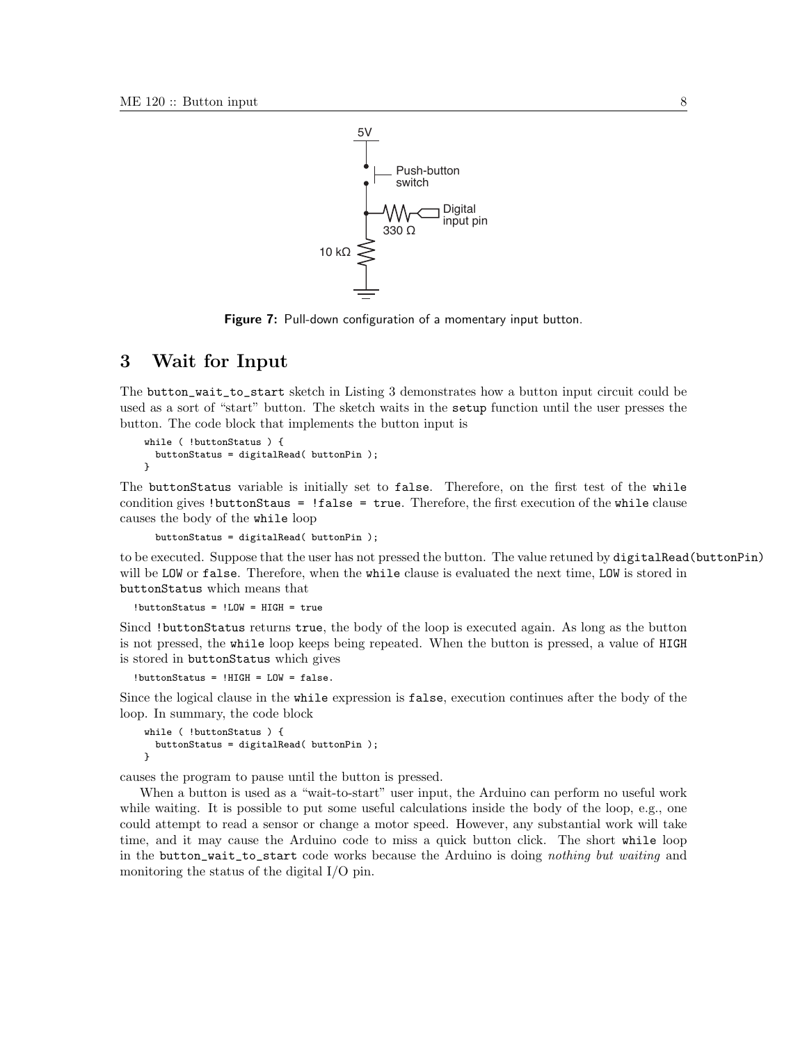5V

Push-button switch

Digital input pin

330 Ω

10 kΩ

**Figure 7:** Pull-down configuration of a momentary input button.

## 3 Wait for Input

The `button_wait_to_start` sketch in Listing 3 demonstrates how a button input circuit could be used as a sort of "start" button. The sketch waits in the `setup` function until the user presses the button. The code block that implements the button input is

```
while ( !buttonStatus ) {
  buttonStatus = digitalRead( buttonPin );
}
```

The `buttonStatus` variable is initially set to `false`. Therefore, on the first test of the `while` condition gives `!buttonStaus = !false = true`. Therefore, the first execution of the `while` clause causes the body of the `while` loop

```
buttonStatus = digitalRead( buttonPin );
```

to be executed. Suppose that the user has not pressed the button. The value retuned by `digitalRead(buttonPin)` will be `LOW` or `false`. Therefore, when the `while` clause is evaluated the next time, `LOW` is stored in `buttonStatus` which means that

```
!buttonStatus = !LOW = HIGH = true
```

Sincd `!buttonStatus` returns `true`, the body of the loop is executed again. As long as the button is not pressed, the `while` loop keeps being repeated. When the button is pressed, a value of `HIGH` is stored in `buttonStatus` which gives

```
!buttonStatus = !HIGH = LOW = false.
```

Since the logical clause in the `while` expression is `false`, execution continues after the body of the loop. In summary, the code block

```
while ( !buttonStatus ) {
  buttonStatus = digitalRead( buttonPin );
}
```

causes the program to pause until the button is pressed.

When a button is used as a "wait-to-start" user input, the Arduino can perform no useful work while waiting. It is possible to put some useful calculations inside the body of the loop, e.g., one could attempt to read a sensor or change a motor speed. However, any substantial work will take time, and it may cause the Arduino code to miss a quick button click. The short `while` loop in the `button_wait_to_start` code works because the Arduino is doing *nothing but waiting* and monitoring the status of the digital I/O pin.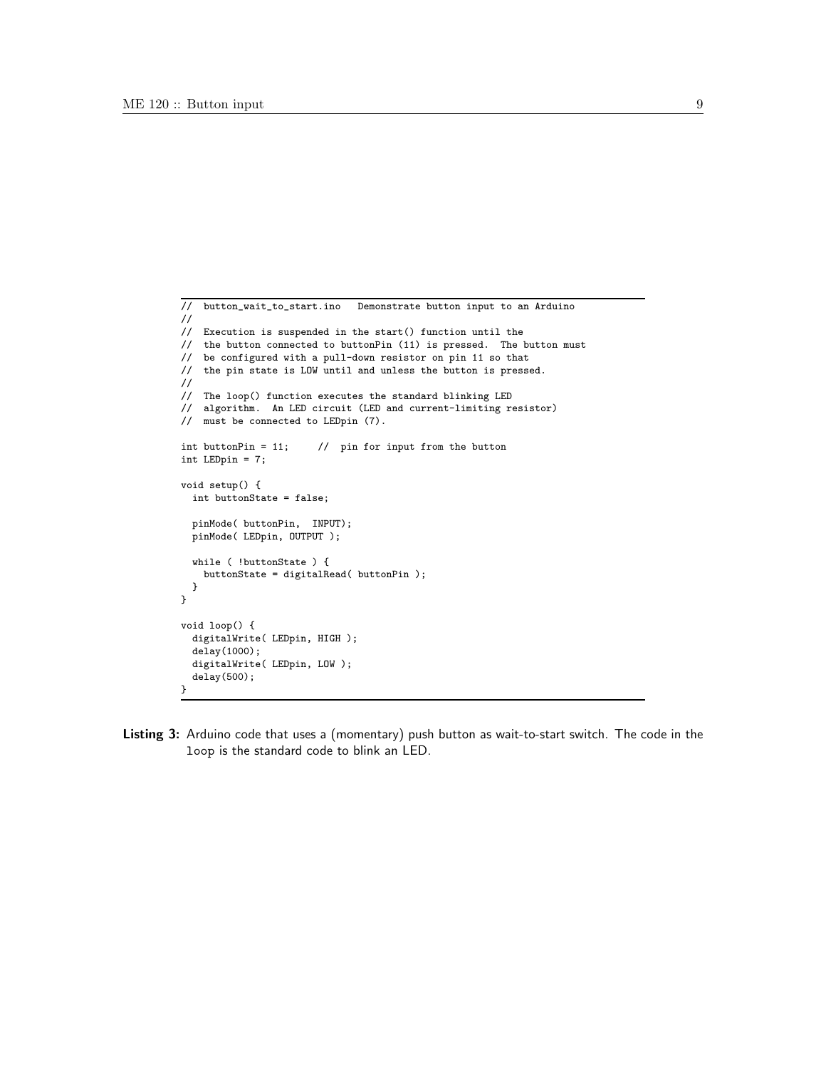```
//  button_wait_to_start.ino   Demonstrate button input to an Arduino
//
//  Execution is suspended in the start() function until the
//  the button connected to buttonPin (11) is pressed.  The button must
//  be configured with a pull-down resistor on pin 11 so that
//  the pin state is LOW until and unless the button is pressed.
//
//  The loop() function executes the standard blinking LED
//  algorithm.  An LED circuit (LED and current-limiting resistor)
//  must be connected to LEDpin (7).

int buttonPin = 11;     //  pin for input from the button
int LEDpin = 7;

void setup() {
  int buttonState = false;

  pinMode( buttonPin,  INPUT);
  pinMode( LEDpin, OUTPUT );

  while ( !buttonState ) {
    buttonState = digitalRead( buttonPin );
  }
}

void loop() {
  digitalWrite( LEDpin, HIGH );
  delay(1000);
  digitalWrite( LEDpin, LOW );
  delay(500);
}
```

**Listing 3:** Arduino code that uses a (momentary) push button as wait-to-start switch. The code in the `loop` is the standard code to blink an LED.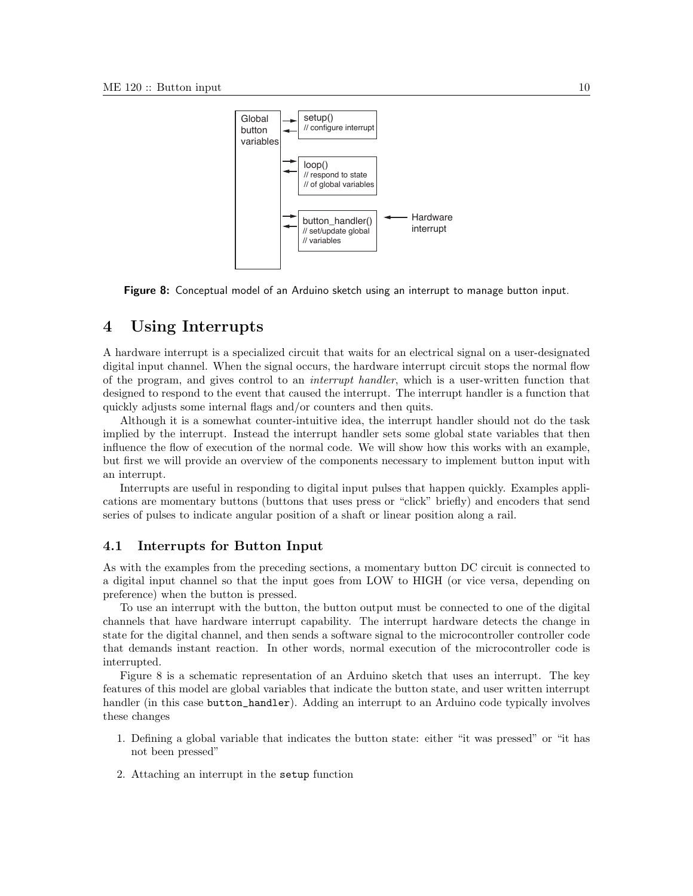Global button variables

setup()
// configure interrupt

loop()
// respond to state
// of global variables

button_handler()
// set/update global
// variables

Hardware interrupt

**Figure 8:** Conceptual model of an Arduino sketch using an interrupt to manage button input.

# 4 Using Interrupts

A hardware interrupt is a specialized circuit that waits for an electrical signal on a user-designated digital input channel. When the signal occurs, the hardware interrupt circuit stops the normal flow of the program, and gives control to an *interrupt handler*, which is a user-written function that designed to respond to the event that caused the interrupt. The interrupt handler is a function that quickly adjusts some internal flags and/or counters and then quits.

Although it is a somewhat counter-intuitive idea, the interrupt handler should not do the task implied by the interrupt. Instead the interrupt handler sets some global state variables that then influence the flow of execution of the normal code. We will show how this works with an example, but first we will provide an overview of the components necessary to implement button input with an interrupt.

Interrupts are useful in responding to digital input pulses that happen quickly. Examples applications are momentary buttons (buttons that uses press or "click" briefly) and encoders that send series of pulses to indicate angular position of a shaft or linear position along a rail.

## 4.1 Interrupts for Button Input

As with the examples from the preceding sections, a momentary button DC circuit is connected to a digital input channel so that the input goes from LOW to HIGH (or vice versa, depending on preference) when the button is pressed.

To use an interrupt with the button, the button output must be connected to one of the digital channels that have hardware interrupt capability. The interrupt hardware detects the change in state for the digital channel, and then sends a software signal to the microcontroller controller code that demands instant reaction. In other words, normal execution of the microcontroller code is interrupted.

Figure 8 is a schematic representation of an Arduino sketch that uses an interrupt. The key features of this model are global variables that indicate the button state, and user written interrupt handler (in this case `button_handler`). Adding an interrupt to an Arduino code typically involves these changes

1. Defining a global variable that indicates the button state: either "it was pressed" or "it has not been pressed"
2. Attaching an interrupt in the `setup` function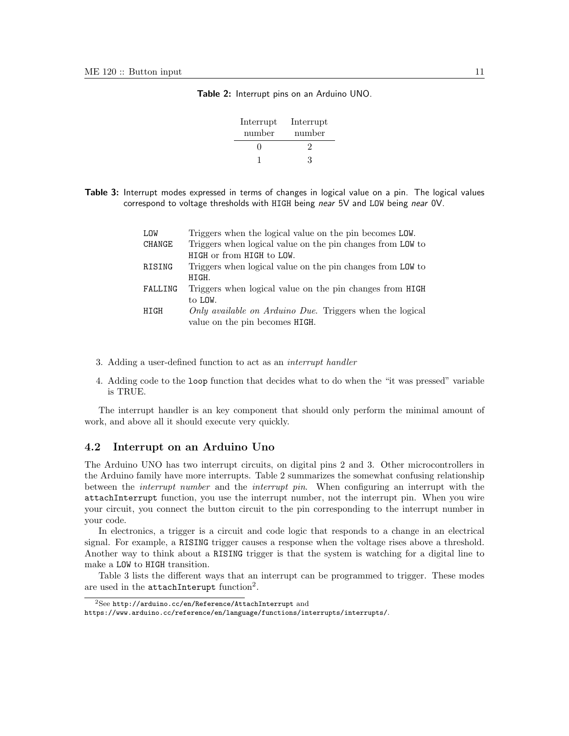**Table 2:** Interrupt pins on an Arduino UNO.

| Interrupt number | Interrupt number |
| --- | --- |
| 0 | 2 |
| 1 | 3 |

**Table 3:** Interrupt modes expressed in terms of changes in logical value on a pin. The logical values correspond to voltage thresholds with HIGH being *near* 5V and LOW being *near* 0V.

| | |
| --- | --- |
| LOW | Triggers when the logical value on the pin becomes LOW. |
| CHANGE | Triggers when logical value on the pin changes from LOW to HIGH or from HIGH to LOW. |
| RISING | Triggers when logical value on the pin changes from LOW to HIGH. |
| FALLING | Triggers when logical value on the pin changes from HIGH to LOW. |
| HIGH | *Only available on Arduino Due*. Triggers when the logical value on the pin becomes HIGH. |

3. Adding a user-defined function to act as an *interrupt handler*
4. Adding code to the `loop` function that decides what to do when the "it was pressed" variable is TRUE.

The interrupt handler is an key component that should only perform the minimal amount of work, and above all it should execute very quickly.

### 4.2 Interrupt on an Arduino Uno

The Arduino UNO has two interrupt circuits, on digital pins 2 and 3. Other microcontrollers in the Arduino family have more interrupts. Table 2 summarizes the somewhat confusing relationship between the *interrupt number* and the *interrupt pin*. When configuring an interrupt with the `attachInterrupt` function, you use the interrupt number, not the interrupt pin. When you wire your circuit, you connect the button circuit to the pin corresponding to the interrupt number in your code.

In electronics, a trigger is a circuit and code logic that responds to a change in an electrical signal. For example, a RISING trigger causes a response when the voltage rises above a threshold. Another way to think about a RISING trigger is that the system is watching for a digital line to make a LOW to HIGH transition.

Table 3 lists the different ways that an interrupt can be programmed to trigger. These modes are used in the `attachInterupt` function[2].

[2] See `http://arduino.cc/en/Reference/AttachInterrupt` and `https://www.arduino.cc/reference/en/language/functions/interrupts/interrupts/`.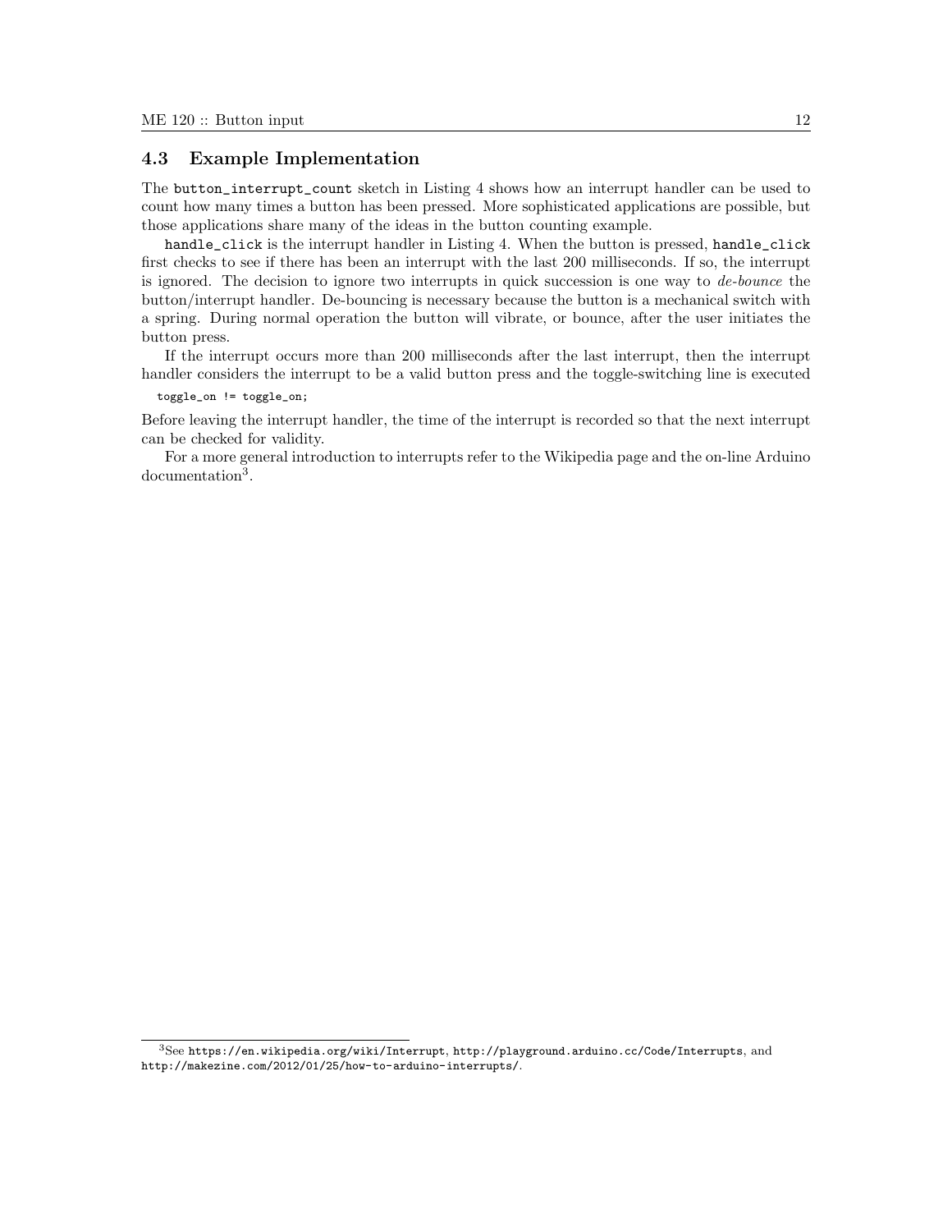### 4.3 Example Implementation

The `button_interrupt_count` sketch in Listing 4 shows how an interrupt handler can be used to count how many times a button has been pressed. More sophisticated applications are possible, but those applications share many of the ideas in the button counting example.

`handle_click` is the interrupt handler in Listing 4. When the button is pressed, `handle_click` first checks to see if there has been an interrupt with the last 200 milliseconds. If so, the interrupt is ignored. The decision to ignore two interrupts in quick succession is one way to *de-bounce* the button/interrupt handler. De-bouncing is necessary because the button is a mechanical switch with a spring. During normal operation the button will vibrate, or bounce, after the user initiates the button press.

If the interrupt occurs more than 200 milliseconds after the last interrupt, then the interrupt handler considers the interrupt to be a valid button press and the toggle-switching line is executed

```
toggle_on != toggle_on;
```

Before leaving the interrupt handler, the time of the interrupt is recorded so that the next interrupt can be checked for validity.

For a more general introduction to interrupts refer to the Wikipedia page and the on-line Arduino documentation[3].

---

[3] See `https://en.wikipedia.org/wiki/Interrupt`, `http://playground.arduino.cc/Code/Interrupts`, and `http://makezine.com/2012/01/25/how-to-arduino-interrupts/`.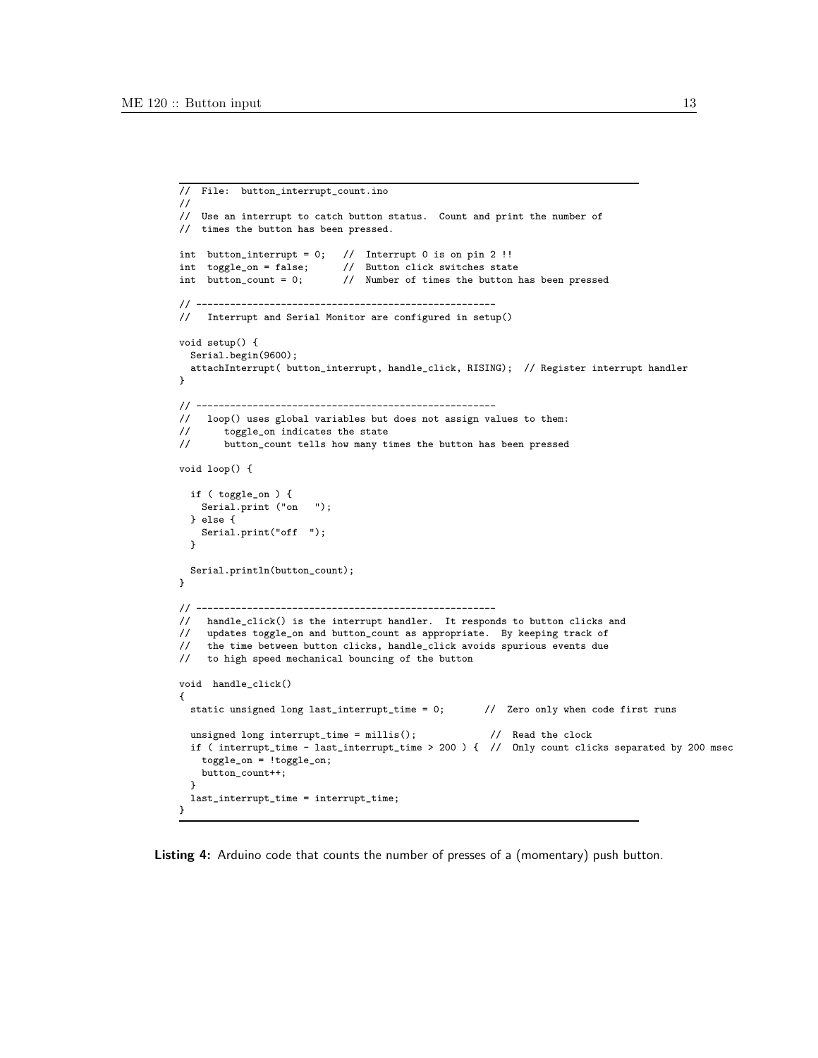```
// File: button_interrupt_count.ino
//
// Use an interrupt to catch button status. Count and print the number of
// times the button has been pressed.

int  button_interrupt = 0;   //  Interrupt 0 is on pin 2 !!
int  toggle_on = false;      //  Button click switches state
int  button_count = 0;       //  Number of times the button has been pressed

// -----------------------------------------------------
//   Interrupt and Serial Monitor are configured in setup()

void setup() {
  Serial.begin(9600);
  attachInterrupt( button_interrupt, handle_click, RISING);  // Register interrupt handler
}

// -----------------------------------------------------
//   loop() uses global variables but does not assign values to them:
//      toggle_on indicates the state
//      button_count tells how many times the button has been pressed

void loop() {

  if ( toggle_on ) {
    Serial.print ("on   ");
  } else {
    Serial.print("off  ");
  }

  Serial.println(button_count);
}

// -----------------------------------------------------
//   handle_click() is the interrupt handler.  It responds to button clicks and
//   updates toggle_on and button_count as appropriate.  By keeping track of
//   the time between button clicks, handle_click avoids spurious events due
//   to high speed mechanical bouncing of the button

void  handle_click()
{
  static unsigned long last_interrupt_time = 0;       //  Zero only when code first runs

  unsigned long interrupt_time = millis();             //  Read the clock
  if ( interrupt_time - last_interrupt_time > 200 ) {  //  Only count clicks separated by 200 msec
    toggle_on = !toggle_on;
    button_count++;
  }
  last_interrupt_time = interrupt_time;
}
```

**Listing 4:** Arduino code that counts the number of presses of a (momentary) push button.